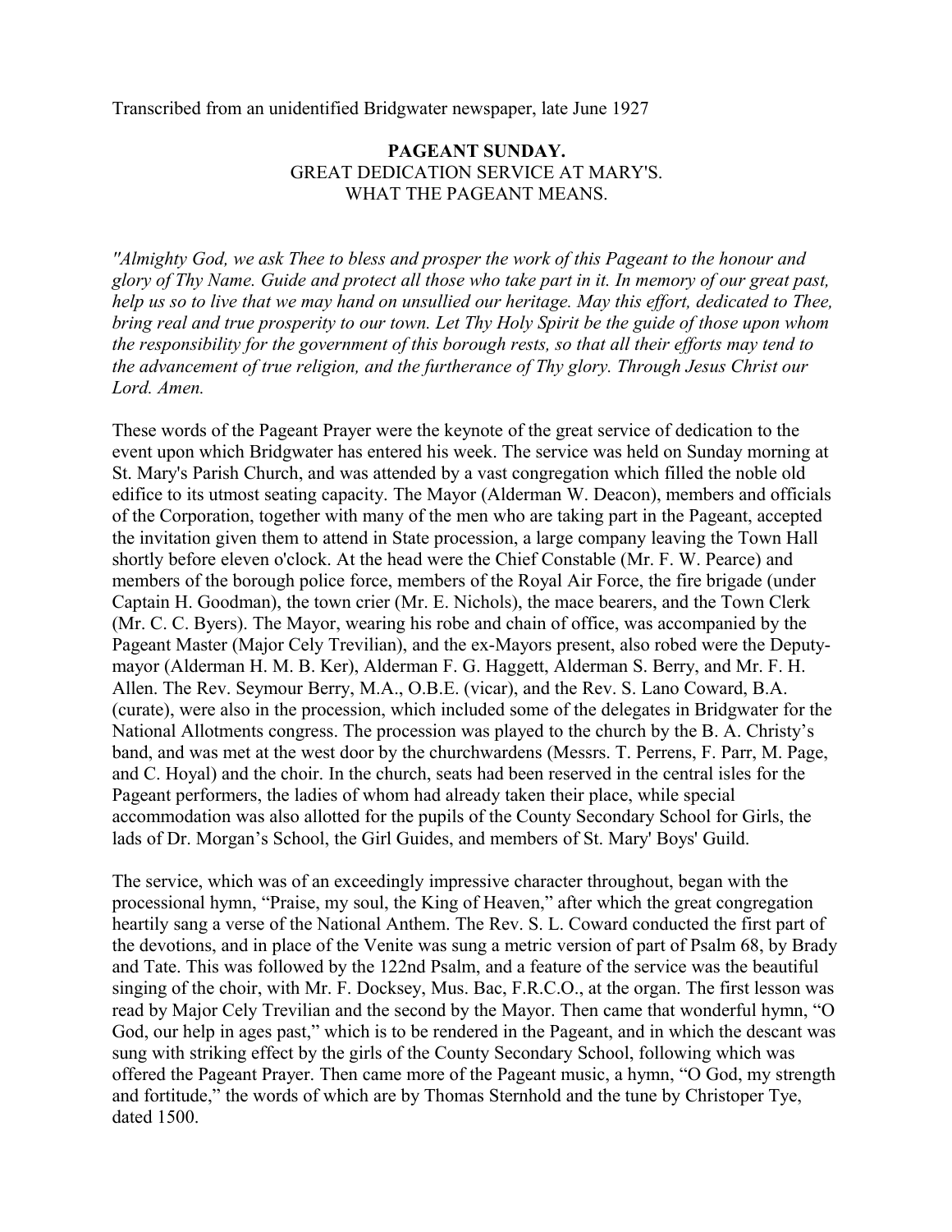Transcribed from an unidentified Bridgwater newspaper, late June 1927

**PAGEANT SUNDAY.**
GREAT DEDICATION SERVICE AT MARY'S.
WHAT THE PAGEANT MEANS.

*"Almighty God, we ask Thee to bless and prosper the work of this Pageant to the honour and glory of Thy Name. Guide and protect all those who take part in it. In memory of our great past, help us so to live that we may hand on unsullied our heritage. May this effort, dedicated to Thee, bring real and true prosperity to our town. Let Thy Holy Spirit be the guide of those upon whom the responsibility for the government of this borough rests, so that all their efforts may tend to the advancement of true religion, and the furtherance of Thy glory. Through Jesus Christ our Lord. Amen.*

These words of the Pageant Prayer were the keynote of the great service of dedication to the event upon which Bridgwater has entered his week. The service was held on Sunday morning at St. Mary's Parish Church, and was attended by a vast congregation which filled the noble old edifice to its utmost seating capacity. The Mayor (Alderman W. Deacon), members and officials of the Corporation, together with many of the men who are taking part in the Pageant, accepted the invitation given them to attend in State procession, a large company leaving the Town Hall shortly before eleven o'clock. At the head were the Chief Constable (Mr. F. W. Pearce) and members of the borough police force, members of the Royal Air Force, the fire brigade (under Captain H. Goodman), the town crier (Mr. E. Nichols), the mace bearers, and the Town Clerk (Mr. C. C. Byers). The Mayor, wearing his robe and chain of office, was accompanied by the Pageant Master (Major Cely Trevilian), and the ex-Mayors present, also robed were the Deputy-mayor (Alderman H. M. B. Ker), Alderman F. G. Haggett, Alderman S. Berry, and Mr. F. H. Allen. The Rev. Seymour Berry, M.A., O.B.E. (vicar), and the Rev. S. Lano Coward, B.A. (curate), were also in the procession, which included some of the delegates in Bridgwater for the National Allotments congress. The procession was played to the church by the B. A. Christy's band, and was met at the west door by the churchwardens (Messrs. T. Perrens, F. Parr, M. Page, and C. Hoyal) and the choir. In the church, seats had been reserved in the central isles for the Pageant performers, the ladies of whom had already taken their place, while special accommodation was also allotted for the pupils of the County Secondary School for Girls, the lads of Dr. Morgan's School, the Girl Guides, and members of St. Mary' Boys' Guild.

The service, which was of an exceedingly impressive character throughout, began with the processional hymn, "Praise, my soul, the King of Heaven," after which the great congregation heartily sang a verse of the National Anthem. The Rev. S. L. Coward conducted the first part of the devotions, and in place of the Venite was sung a metric version of part of Psalm 68, by Brady and Tate. This was followed by the 122nd Psalm, and a feature of the service was the beautiful singing of the choir, with Mr. F. Docksey, Mus. Bac, F.R.C.O., at the organ. The first lesson was read by Major Cely Trevilian and the second by the Mayor. Then came that wonderful hymn, "O God, our help in ages past," which is to be rendered in the Pageant, and in which the descant was sung with striking effect by the girls of the County Secondary School, following which was offered the Pageant Prayer. Then came more of the Pageant music, a hymn, "O God, my strength and fortitude," the words of which are by Thomas Sternhold and the tune by Christoper Tye, dated 1500.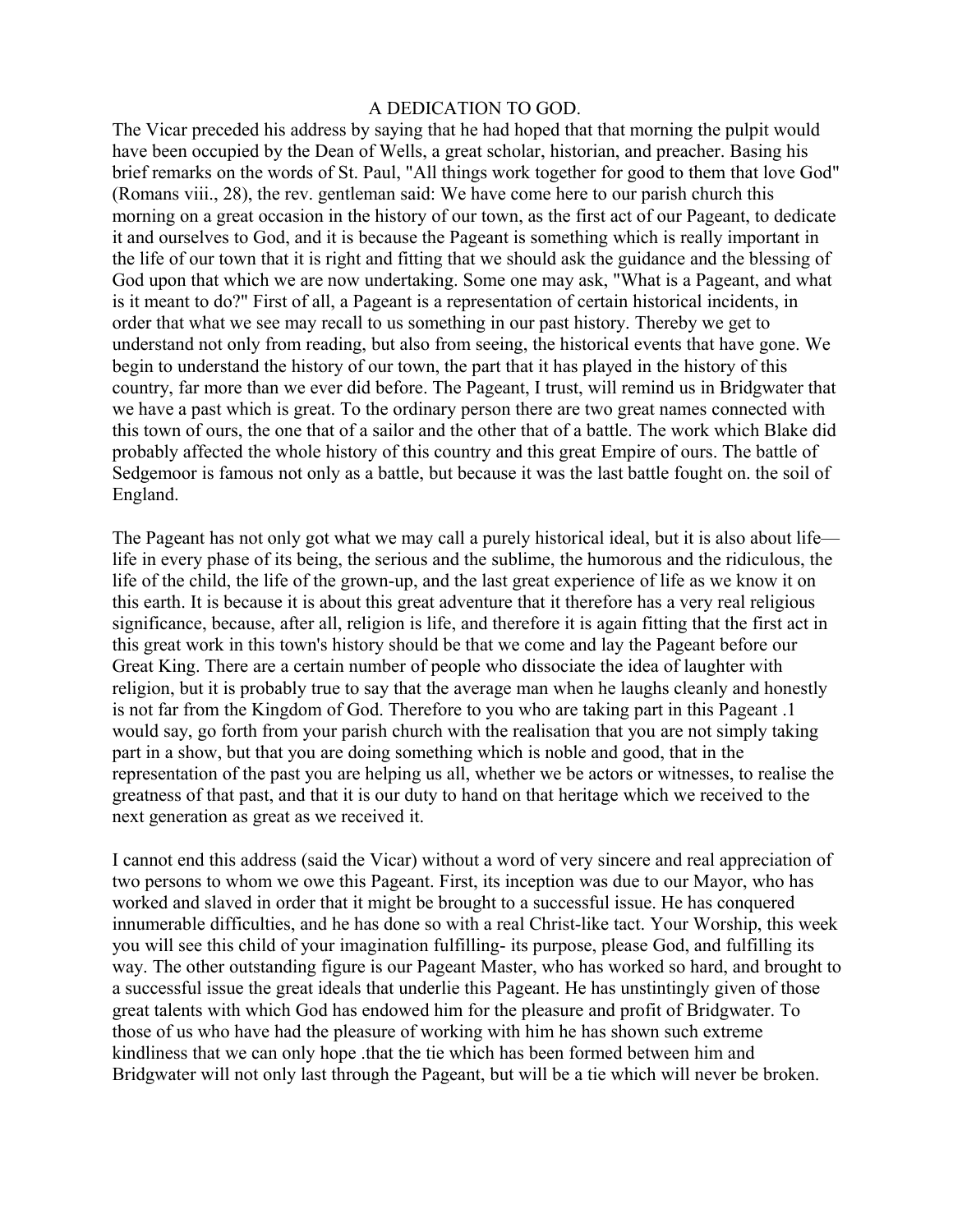A DEDICATION TO GOD.

The Vicar preceded his address by saying that he had hoped that that morning the pulpit would have been occupied by the Dean of Wells, a great scholar, historian, and preacher. Basing his brief remarks on the words of St. Paul, "All things work together for good to them that love God" (Romans viii., 28), the rev. gentleman said: We have come here to our parish church this morning on a great occasion in the history of our town, as the first act of our Pageant, to dedicate it and ourselves to God, and it is because the Pageant is something which is really important in the life of our town that it is right and fitting that we should ask the guidance and the blessing of God upon that which we are now undertaking. Some one may ask, "What is a Pageant, and what is it meant to do?" First of all, a Pageant is a representation of certain historical incidents, in order that what we see may recall to us something in our past history. Thereby we get to understand not only from reading, but also from seeing, the historical events that have gone. We begin to understand the history of our town, the part that it has played in the history of this country, far more than we ever did before. The Pageant, I trust, will remind us in Bridgwater that we have a past which is great. To the ordinary person there are two great names connected with this town of ours, the one that of a sailor and the other that of a battle. The work which Blake did probably affected the whole history of this country and this great Empire of ours. The battle of Sedgemoor is famous not only as a battle, but because it was the last battle fought on. the soil of England.

The Pageant has not only got what we may call a purely historical ideal, but it is also about life—life in every phase of its being, the serious and the sublime, the humorous and the ridiculous, the life of the child, the life of the grown-up, and the last great experience of life as we know it on this earth. It is because it is about this great adventure that it therefore has a very real religious significance, because, after all, religion is life, and therefore it is again fitting that the first act in this great work in this town's history should be that we come and lay the Pageant before our Great King. There are a certain number of people who dissociate the idea of laughter with religion, but it is probably true to say that the average man when he laughs cleanly and honestly is not far from the Kingdom of God. Therefore to you who are taking part in this Pageant .1 would say, go forth from your parish church with the realisation that you are not simply taking part in a show, but that you are doing something which is noble and good, that in the representation of the past you are helping us all, whether we be actors or witnesses, to realise the greatness of that past, and that it is our duty to hand on that heritage which we received to the next generation as great as we received it.

I cannot end this address (said the Vicar) without a word of very sincere and real appreciation of two persons to whom we owe this Pageant. First, its inception was due to our Mayor, who has worked and slaved in order that it might be brought to a successful issue. He has conquered innumerable difficulties, and he has done so with a real Christ-like tact. Your Worship, this week you will see this child of your imagination fulfilling- its purpose, please God, and fulfilling its way. The other outstanding figure is our Pageant Master, who has worked so hard, and brought to a successful issue the great ideals that underlie this Pageant. He has unstintingly given of those great talents with which God has endowed him for the pleasure and profit of Bridgwater. To those of us who have had the pleasure of working with him he has shown such extreme kindliness that we can only hope .that the tie which has been formed between him and Bridgwater will not only last through the Pageant, but will be a tie which will never be broken.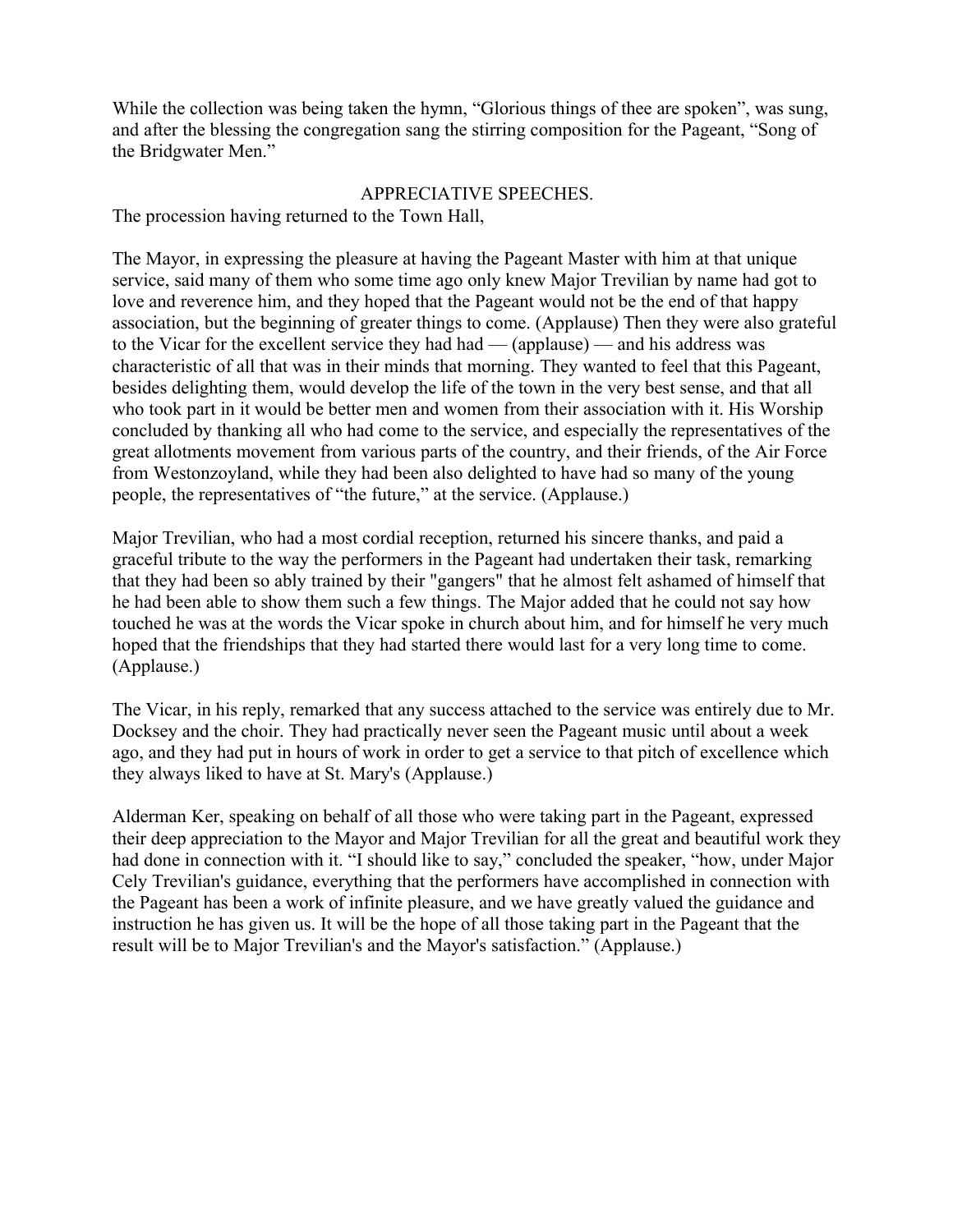While the collection was being taken the hymn, "Glorious things of thee are spoken", was sung, and after the blessing the congregation sang the stirring composition for the Pageant, "Song of the Bridgwater Men."

## APPRECIATIVE SPEECHES.

The procession having returned to the Town Hall,

The Mayor, in expressing the pleasure at having the Pageant Master with him at that unique service, said many of them who some time ago only knew Major Trevilian by name had got to love and reverence him, and they hoped that the Pageant would not be the end of that happy association, but the beginning of greater things to come. (Applause) Then they were also grateful to the Vicar for the excellent service they had had — (applause) — and his address was characteristic of all that was in their minds that morning. They wanted to feel that this Pageant, besides delighting them, would develop the life of the town in the very best sense, and that all who took part in it would be better men and women from their association with it. His Worship concluded by thanking all who had come to the service, and especially the representatives of the great allotments movement from various parts of the country, and their friends, of the Air Force from Westonzoyland, while they had been also delighted to have had so many of the young people, the representatives of "the future," at the service. (Applause.)

Major Trevilian, who had a most cordial reception, returned his sincere thanks, and paid a graceful tribute to the way the performers in the Pageant had undertaken their task, remarking that they had been so ably trained by their "gangers" that he almost felt ashamed of himself that he had been able to show them such a few things. The Major added that he could not say how touched he was at the words the Vicar spoke in church about him, and for himself he very much hoped that the friendships that they had started there would last for a very long time to come. (Applause.)

The Vicar, in his reply, remarked that any success attached to the service was entirely due to Mr. Docksey and the choir. They had practically never seen the Pageant music until about a week ago, and they had put in hours of work in order to get a service to that pitch of excellence which they always liked to have at St. Mary's (Applause.)

Alderman Ker, speaking on behalf of all those who were taking part in the Pageant, expressed their deep appreciation to the Mayor and Major Trevilian for all the great and beautiful work they had done in connection with it. "I should like to say," concluded the speaker, "how, under Major Cely Trevilian's guidance, everything that the performers have accomplished in connection with the Pageant has been a work of infinite pleasure, and we have greatly valued the guidance and instruction he has given us. It will be the hope of all those taking part in the Pageant that the result will be to Major Trevilian's and the Mayor's satisfaction." (Applause.)